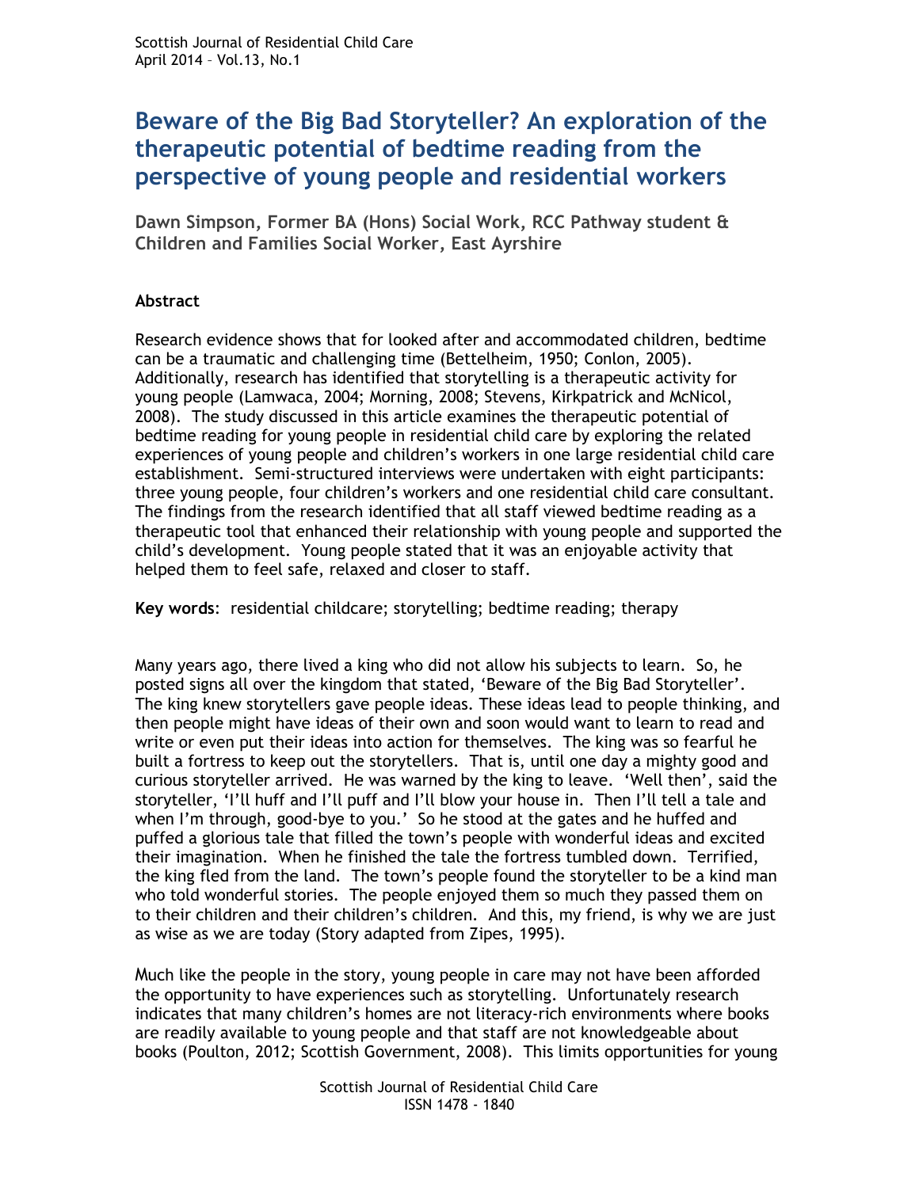# Beware of the Big Bad Storyteller? An exploration of the therapeutic potential of bedtime reading from the perspective of young people and residential workers

**Dawn Simpson, Former BA (Hons) Social Work, RCC Pathway student & Children and Families Social Worker, East Ayrshire**

### Abstract

Research evidence shows that for looked after and accommodated children, bedtime can be a traumatic and challenging time (Bettelheim, 1950; Conlon, 2005). Additionally, research has identified that storytelling is a therapeutic activity for young people (Lamwaca, 2004; Morning, 2008; Stevens, Kirkpatrick and McNicol, 2008). The study discussed in this article examines the therapeutic potential of bedtime reading for young people in residential child care by exploring the related experiences of young people and children's workers in one large residential child care establishment. Semi-structured interviews were undertaken with eight participants: three young people, four children's workers and one residential child care consultant. The findings from the research identified that all staff viewed bedtime reading as a therapeutic tool that enhanced their relationship with young people and supported the child's development. Young people stated that it was an enjoyable activity that helped them to feel safe, relaxed and closer to staff.

**Key words**: residential childcare; storytelling; bedtime reading; therapy

Many years ago, there lived a king who did not allow his subjects to learn. So, he posted signs all over the kingdom that stated, 'Beware of the Big Bad Storyteller'. The king knew storytellers gave people ideas. These ideas lead to people thinking, and then people might have ideas of their own and soon would want to learn to read and write or even put their ideas into action for themselves. The king was so fearful he built a fortress to keep out the storytellers. That is, until one day a mighty good and curious storyteller arrived. He was warned by the king to leave. 'Well then', said the storyteller, 'I'll huff and I'll puff and I'll blow your house in. Then I'll tell a tale and when I'm through, good-bye to you.' So he stood at the gates and he huffed and puffed a glorious tale that filled the town's people with wonderful ideas and excited their imagination. When he finished the tale the fortress tumbled down. Terrified, the king fled from the land. The town's people found the storyteller to be a kind man who told wonderful stories. The people enjoyed them so much they passed them on to their children and their children's children. And this, my friend, is why we are just as wise as we are today (Story adapted from Zipes, 1995).

Much like the people in the story, young people in care may not have been afforded the opportunity to have experiences such as storytelling. Unfortunately research indicates that many children's homes are not literacy-rich environments where books are readily available to young people and that staff are not knowledgeable about books (Poulton, 2012; Scottish Government, 2008). This limits opportunities for young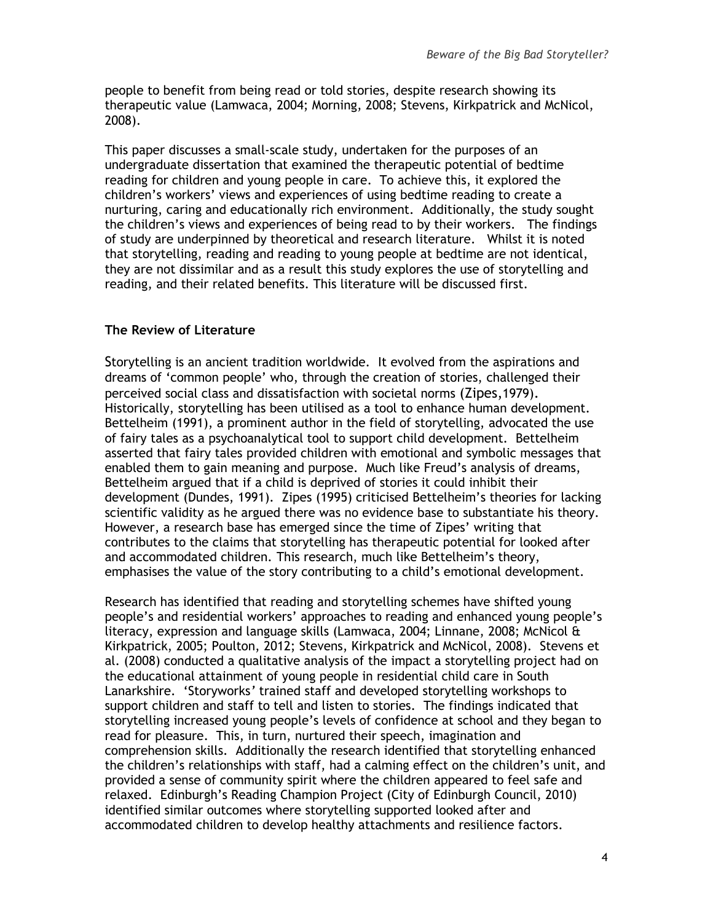people to benefit from being read or told stories, despite research showing its therapeutic value (Lamwaca, 2004; Morning, 2008; Stevens, Kirkpatrick and McNicol, 2008).

This paper discusses a small-scale study, undertaken for the purposes of an undergraduate dissertation that examined the therapeutic potential of bedtime reading for children and young people in care. To achieve this, it explored the children's workers' views and experiences of using bedtime reading to create a nurturing, caring and educationally rich environment. Additionally, the study sought the children's views and experiences of being read to by their workers. The findings of study are underpinned by theoretical and research literature. Whilst it is noted that storytelling, reading and reading to young people at bedtime are not identical, they are not dissimilar and as a result this study explores the use of storytelling and reading, and their related benefits. This literature will be discussed first.

## The Review of Literature

Storytelling is an ancient tradition worldwide. It evolved from the aspirations and dreams of 'common people' who, through the creation of stories, challenged their perceived social class and dissatisfaction with societal norms (Zipes,1979). Historically, storytelling has been utilised as a tool to enhance human development. Bettelheim (1991), a prominent author in the field of storytelling, advocated the use of fairy tales as a psychoanalytical tool to support child development. Bettelheim asserted that fairy tales provided children with emotional and symbolic messages that enabled them to gain meaning and purpose. Much like Freud's analysis of dreams, Bettelheim argued that if a child is deprived of stories it could inhibit their development (Dundes, 1991). Zipes (1995) criticised Bettelheim's theories for lacking scientific validity as he argued there was no evidence base to substantiate his theory. However, a research base has emerged since the time of Zipes' writing that contributes to the claims that storytelling has therapeutic potential for looked after and accommodated children. This research, much like Bettelheim's theory, emphasises the value of the story contributing to a child's emotional development.

Research has identified that reading and storytelling schemes have shifted young people's and residential workers' approaches to reading and enhanced young people's literacy, expression and language skills (Lamwaca, 2004; Linnane, 2008; McNicol & Kirkpatrick, 2005; Poulton, 2012; Stevens, Kirkpatrick and McNicol, 2008). Stevens et al. (2008) conducted a qualitative analysis of the impact a storytelling project had on the educational attainment of young people in residential child care in South Lanarkshire. 'Storyworks' trained staff and developed storytelling workshops to support children and staff to tell and listen to stories. The findings indicated that storytelling increased young people's levels of confidence at school and they began to read for pleasure. This, in turn, nurtured their speech, imagination and comprehension skills. Additionally the research identified that storytelling enhanced the children's relationships with staff, had a calming effect on the children's unit, and provided a sense of community spirit where the children appeared to feel safe and relaxed. Edinburgh's Reading Champion Project (City of Edinburgh Council, 2010) identified similar outcomes where storytelling supported looked after and accommodated children to develop healthy attachments and resilience factors.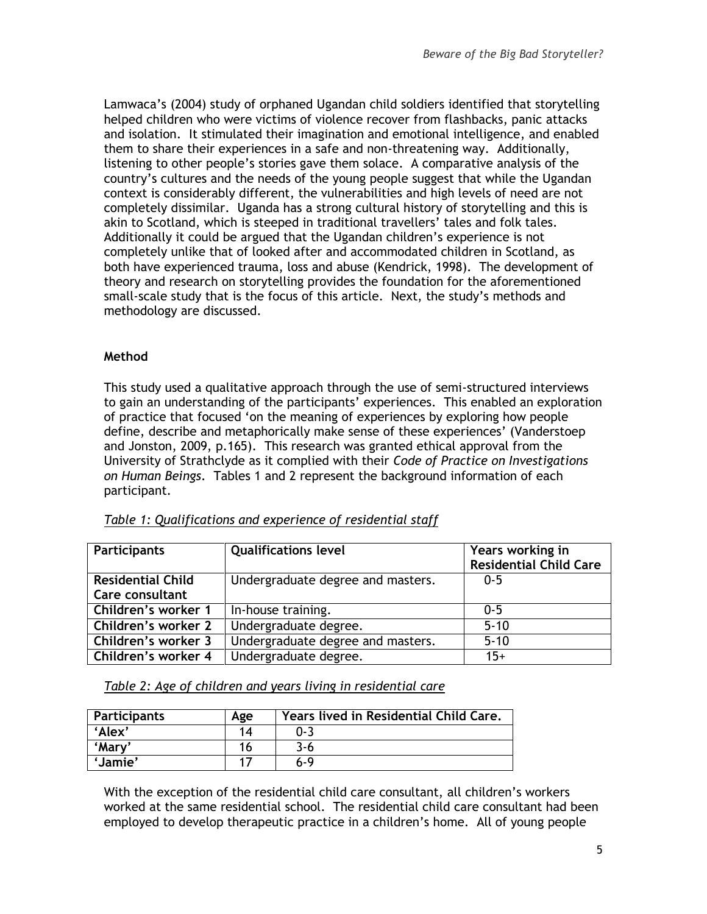Lamwaca's (2004) study of orphaned Ugandan child soldiers identified that storytelling helped children who were victims of violence recover from flashbacks, panic attacks and isolation. It stimulated their imagination and emotional intelligence, and enabled them to share their experiences in a safe and non-threatening way. Additionally, listening to other people's stories gave them solace. A comparative analysis of the country's cultures and the needs of the young people suggest that while the Ugandan context is considerably different, the vulnerabilities and high levels of need are not completely dissimilar. Uganda has a strong cultural history of storytelling and this is akin to Scotland, which is steeped in traditional travellers' tales and folk tales. Additionally it could be argued that the Ugandan children's experience is not completely unlike that of looked after and accommodated children in Scotland, as both have experienced trauma, loss and abuse (Kendrick, 1998). The development of theory and research on storytelling provides the foundation for the aforementioned small-scale study that is the focus of this article. Next, the study's methods and methodology are discussed.

## Method

This study used a qualitative approach through the use of semi-structured interviews to gain an understanding of the participants' experiences. This enabled an exploration of practice that focused 'on the meaning of experiences by exploring how people define, describe and metaphorically make sense of these experiences' (Vanderstoep and Jonston, 2009, p.165). This research was granted ethical approval from the University of Strathclyde as it complied with their *Code of Practice on Investigations on Human Beings*. Tables 1 and 2 represent the background information of each participant.

*Table 1: Qualifications and experience of residential staff*

| Participants | Qualifications level | Years working in Residential Child Care |
|---|---|---|
| **Residential Child Care consultant** | Undergraduate degree and masters. | 0-5 |
| **Children's worker 1** | In-house training. | 0-5 |
| **Children's worker 2** | Undergraduate degree. | 5-10 |
| **Children's worker 3** | Undergraduate degree and masters. | 5-10 |
| **Children's worker 4** | Undergraduate degree. | 15+ |

*Table 2: Age of children and years living in residential care*

| Participants | Age | Years lived in Residential Child Care. |
|---|---|---|
| 'Alex' | 14 | 0-3 |
| 'Mary' | 16 | 3-6 |
| 'Jamie' | 17 | 6-9 |

With the exception of the residential child care consultant, all children's workers worked at the same residential school. The residential child care consultant had been employed to develop therapeutic practice in a children's home. All of young people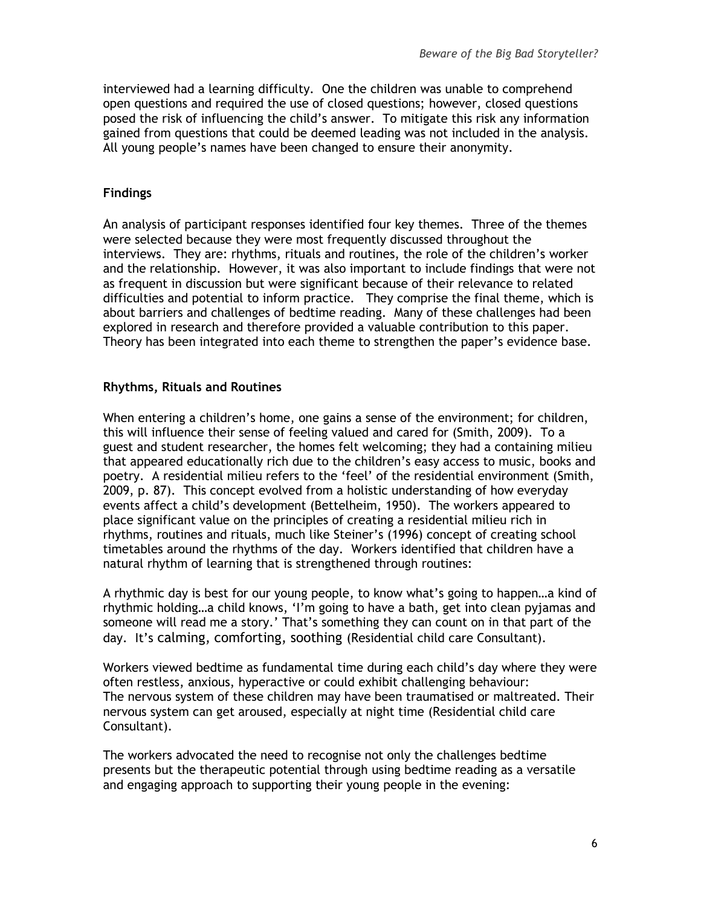interviewed had a learning difficulty. One the children was unable to comprehend open questions and required the use of closed questions; however, closed questions posed the risk of influencing the child's answer. To mitigate this risk any information gained from questions that could be deemed leading was not included in the analysis. All young people's names have been changed to ensure their anonymity.

## Findings

An analysis of participant responses identified four key themes. Three of the themes were selected because they were most frequently discussed throughout the interviews. They are: rhythms, rituals and routines, the role of the children's worker and the relationship. However, it was also important to include findings that were not as frequent in discussion but were significant because of their relevance to related difficulties and potential to inform practice. They comprise the final theme, which is about barriers and challenges of bedtime reading. Many of these challenges had been explored in research and therefore provided a valuable contribution to this paper. Theory has been integrated into each theme to strengthen the paper's evidence base.

### Rhythms, Rituals and Routines

When entering a children's home, one gains a sense of the environment; for children, this will influence their sense of feeling valued and cared for (Smith, 2009). To a guest and student researcher, the homes felt welcoming; they had a containing milieu that appeared educationally rich due to the children's easy access to music, books and poetry. A residential milieu refers to the 'feel' of the residential environment (Smith, 2009, p. 87). This concept evolved from a holistic understanding of how everyday events affect a child's development (Bettelheim, 1950). The workers appeared to place significant value on the principles of creating a residential milieu rich in rhythms, routines and rituals, much like Steiner's (1996) concept of creating school timetables around the rhythms of the day. Workers identified that children have a natural rhythm of learning that is strengthened through routines:

A rhythmic day is best for our young people, to know what's going to happen…a kind of rhythmic holding…a child knows, 'I'm going to have a bath, get into clean pyjamas and someone will read me a story.' That's something they can count on in that part of the day. It's calming, comforting, soothing (Residential child care Consultant).

Workers viewed bedtime as fundamental time during each child's day where they were often restless, anxious, hyperactive or could exhibit challenging behaviour:

The nervous system of these children may have been traumatised or maltreated. Their nervous system can get aroused, especially at night time (Residential child care Consultant).

The workers advocated the need to recognise not only the challenges bedtime presents but the therapeutic potential through using bedtime reading as a versatile and engaging approach to supporting their young people in the evening: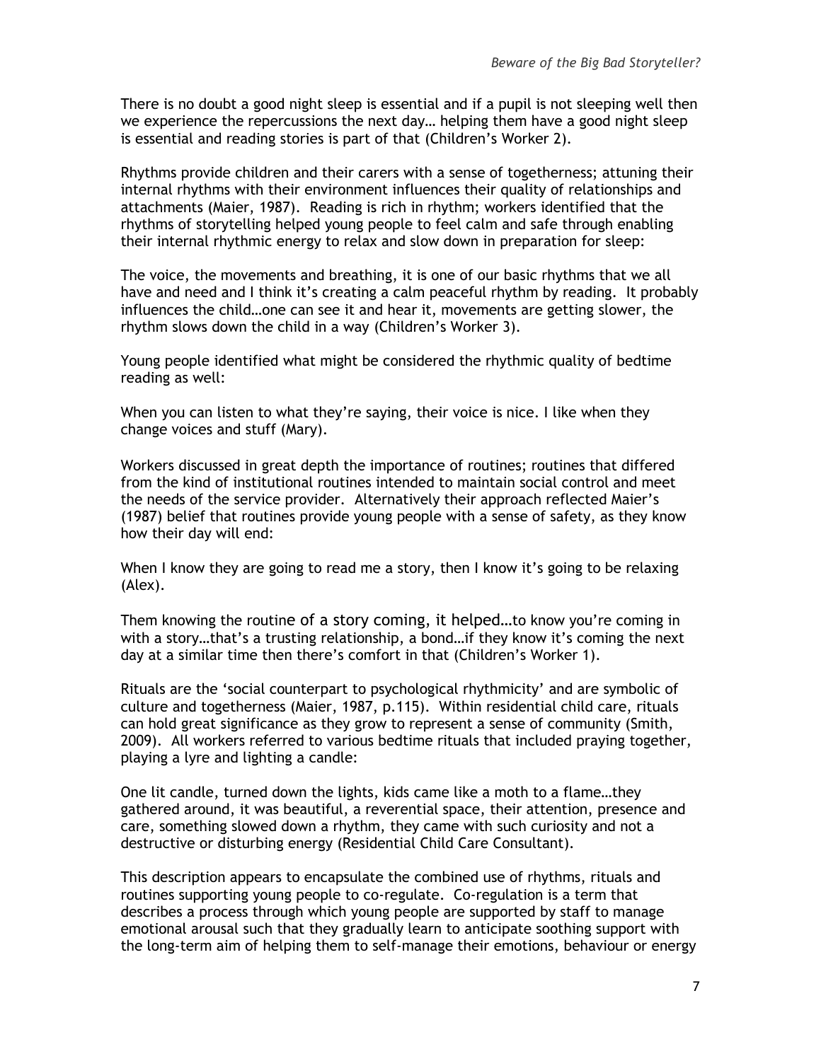There is no doubt a good night sleep is essential and if a pupil is not sleeping well then we experience the repercussions the next day… helping them have a good night sleep is essential and reading stories is part of that (Children's Worker 2).

Rhythms provide children and their carers with a sense of togetherness; attuning their internal rhythms with their environment influences their quality of relationships and attachments (Maier, 1987). Reading is rich in rhythm; workers identified that the rhythms of storytelling helped young people to feel calm and safe through enabling their internal rhythmic energy to relax and slow down in preparation for sleep:

The voice, the movements and breathing, it is one of our basic rhythms that we all have and need and I think it's creating a calm peaceful rhythm by reading. It probably influences the child…one can see it and hear it, movements are getting slower, the rhythm slows down the child in a way (Children's Worker 3).

Young people identified what might be considered the rhythmic quality of bedtime reading as well:

When you can listen to what they're saying, their voice is nice. I like when they change voices and stuff (Mary).

Workers discussed in great depth the importance of routines; routines that differed from the kind of institutional routines intended to maintain social control and meet the needs of the service provider. Alternatively their approach reflected Maier's (1987) belief that routines provide young people with a sense of safety, as they know how their day will end:

When I know they are going to read me a story, then I know it's going to be relaxing (Alex).

Them knowing the routine of a story coming, it helped…to know you're coming in with a story…that's a trusting relationship, a bond…if they know it's coming the next day at a similar time then there's comfort in that (Children's Worker 1).

Rituals are the 'social counterpart to psychological rhythmicity' and are symbolic of culture and togetherness (Maier, 1987, p.115). Within residential child care, rituals can hold great significance as they grow to represent a sense of community (Smith, 2009). All workers referred to various bedtime rituals that included praying together, playing a lyre and lighting a candle:

One lit candle, turned down the lights, kids came like a moth to a flame…they gathered around, it was beautiful, a reverential space, their attention, presence and care, something slowed down a rhythm, they came with such curiosity and not a destructive or disturbing energy (Residential Child Care Consultant).

This description appears to encapsulate the combined use of rhythms, rituals and routines supporting young people to co-regulate. Co-regulation is a term that describes a process through which young people are supported by staff to manage emotional arousal such that they gradually learn to anticipate soothing support with the long-term aim of helping them to self-manage their emotions, behaviour or energy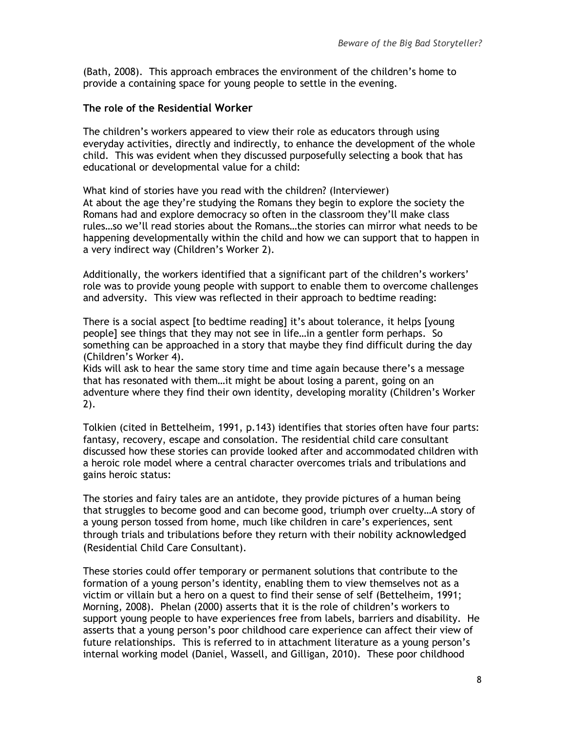(Bath, 2008). This approach embraces the environment of the children's home to provide a containing space for young people to settle in the evening.

### The role of the Residential Worker

The children's workers appeared to view their role as educators through using everyday activities, directly and indirectly, to enhance the development of the whole child. This was evident when they discussed purposefully selecting a book that has educational or developmental value for a child:

What kind of stories have you read with the children? (Interviewer)
At about the age they're studying the Romans they begin to explore the society the Romans had and explore democracy so often in the classroom they'll make class rules…so we'll read stories about the Romans…the stories can mirror what needs to be happening developmentally within the child and how we can support that to happen in a very indirect way (Children's Worker 2).

Additionally, the workers identified that a significant part of the children's workers' role was to provide young people with support to enable them to overcome challenges and adversity. This view was reflected in their approach to bedtime reading:

There is a social aspect [to bedtime reading] it's about tolerance, it helps [young people] see things that they may not see in life…in a gentler form perhaps. So something can be approached in a story that maybe they find difficult during the day (Children's Worker 4).
Kids will ask to hear the same story time and time again because there's a message that has resonated with them…it might be about losing a parent, going on an adventure where they find their own identity, developing morality (Children's Worker 2).

Tolkien (cited in Bettelheim, 1991, p.143) identifies that stories often have four parts: fantasy, recovery, escape and consolation. The residential child care consultant discussed how these stories can provide looked after and accommodated children with a heroic role model where a central character overcomes trials and tribulations and gains heroic status:

The stories and fairy tales are an antidote, they provide pictures of a human being that struggles to become good and can become good, triumph over cruelty…A story of a young person tossed from home, much like children in care's experiences, sent through trials and tribulations before they return with their nobility acknowledged (Residential Child Care Consultant).

These stories could offer temporary or permanent solutions that contribute to the formation of a young person's identity, enabling them to view themselves not as a victim or villain but a hero on a quest to find their sense of self (Bettelheim, 1991; Morning, 2008). Phelan (2000) asserts that it is the role of children's workers to support young people to have experiences free from labels, barriers and disability. He asserts that a young person's poor childhood care experience can affect their view of future relationships. This is referred to in attachment literature as a young person's internal working model (Daniel, Wassell, and Gilligan, 2010). These poor childhood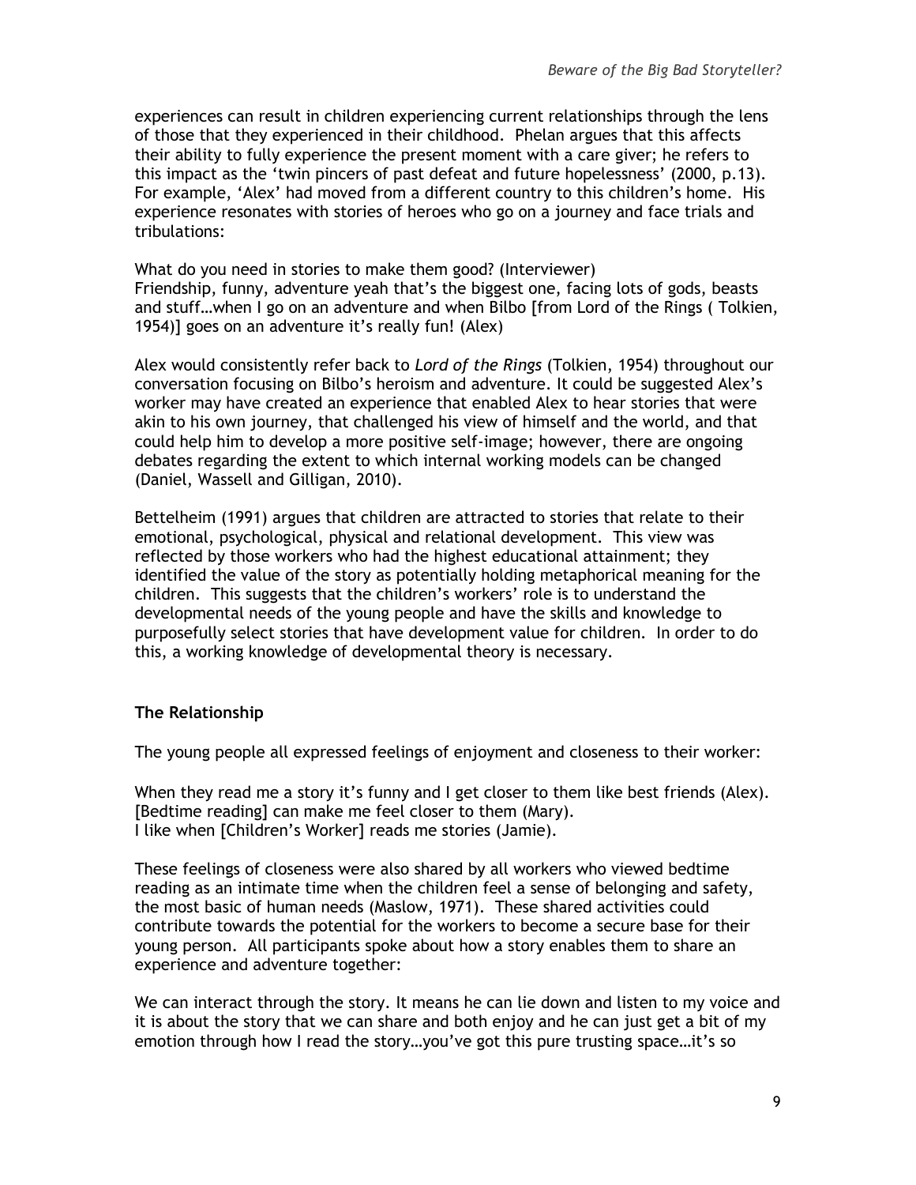experiences can result in children experiencing current relationships through the lens of those that they experienced in their childhood. Phelan argues that this affects their ability to fully experience the present moment with a care giver; he refers to this impact as the 'twin pincers of past defeat and future hopelessness' (2000, p.13). For example, 'Alex' had moved from a different country to this children's home. His experience resonates with stories of heroes who go on a journey and face trials and tribulations:

What do you need in stories to make them good? (Interviewer)
Friendship, funny, adventure yeah that's the biggest one, facing lots of gods, beasts and stuff…when I go on an adventure and when Bilbo [from Lord of the Rings ( Tolkien, 1954)] goes on an adventure it's really fun! (Alex)

Alex would consistently refer back to *Lord of the Rings* (Tolkien, 1954) throughout our conversation focusing on Bilbo's heroism and adventure. It could be suggested Alex's worker may have created an experience that enabled Alex to hear stories that were akin to his own journey, that challenged his view of himself and the world, and that could help him to develop a more positive self-image; however, there are ongoing debates regarding the extent to which internal working models can be changed (Daniel, Wassell and Gilligan, 2010).

Bettelheim (1991) argues that children are attracted to stories that relate to their emotional, psychological, physical and relational development. This view was reflected by those workers who had the highest educational attainment; they identified the value of the story as potentially holding metaphorical meaning for the children. This suggests that the children's workers' role is to understand the developmental needs of the young people and have the skills and knowledge to purposefully select stories that have development value for children. In order to do this, a working knowledge of developmental theory is necessary.

### The Relationship

The young people all expressed feelings of enjoyment and closeness to their worker:

When they read me a story it's funny and I get closer to them like best friends (Alex).
[Bedtime reading] can make me feel closer to them (Mary).
I like when [Children's Worker] reads me stories (Jamie).

These feelings of closeness were also shared by all workers who viewed bedtime reading as an intimate time when the children feel a sense of belonging and safety, the most basic of human needs (Maslow, 1971). These shared activities could contribute towards the potential for the workers to become a secure base for their young person. All participants spoke about how a story enables them to share an experience and adventure together:

We can interact through the story. It means he can lie down and listen to my voice and it is about the story that we can share and both enjoy and he can just get a bit of my emotion through how I read the story…you've got this pure trusting space…it's so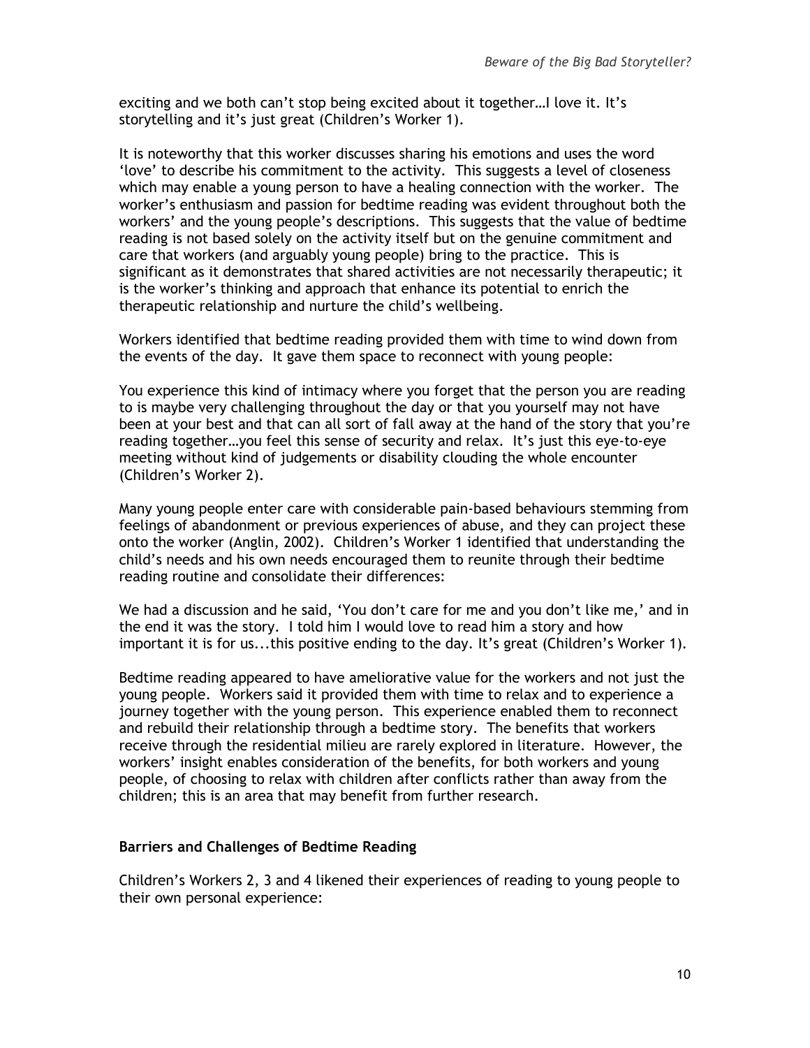exciting and we both can't stop being excited about it together…I love it. It's storytelling and it's just great (Children's Worker 1).

It is noteworthy that this worker discusses sharing his emotions and uses the word 'love' to describe his commitment to the activity. This suggests a level of closeness which may enable a young person to have a healing connection with the worker. The worker's enthusiasm and passion for bedtime reading was evident throughout both the workers' and the young people's descriptions. This suggests that the value of bedtime reading is not based solely on the activity itself but on the genuine commitment and care that workers (and arguably young people) bring to the practice. This is significant as it demonstrates that shared activities are not necessarily therapeutic; it is the worker's thinking and approach that enhance its potential to enrich the therapeutic relationship and nurture the child's wellbeing.

Workers identified that bedtime reading provided them with time to wind down from the events of the day. It gave them space to reconnect with young people:

You experience this kind of intimacy where you forget that the person you are reading to is maybe very challenging throughout the day or that you yourself may not have been at your best and that can all sort of fall away at the hand of the story that you're reading together…you feel this sense of security and relax. It's just this eye-to-eye meeting without kind of judgements or disability clouding the whole encounter (Children's Worker 2).

Many young people enter care with considerable pain-based behaviours stemming from feelings of abandonment or previous experiences of abuse, and they can project these onto the worker (Anglin, 2002). Children's Worker 1 identified that understanding the child's needs and his own needs encouraged them to reunite through their bedtime reading routine and consolidate their differences:

We had a discussion and he said, 'You don't care for me and you don't like me,' and in the end it was the story. I told him I would love to read him a story and how important it is for us...this positive ending to the day. It's great (Children's Worker 1).

Bedtime reading appeared to have ameliorative value for the workers and not just the young people. Workers said it provided them with time to relax and to experience a journey together with the young person. This experience enabled them to reconnect and rebuild their relationship through a bedtime story. The benefits that workers receive through the residential milieu are rarely explored in literature. However, the workers' insight enables consideration of the benefits, for both workers and young people, of choosing to relax with children after conflicts rather than away from the children; this is an area that may benefit from further research.

### Barriers and Challenges of Bedtime Reading

Children's Workers 2, 3 and 4 likened their experiences of reading to young people to their own personal experience: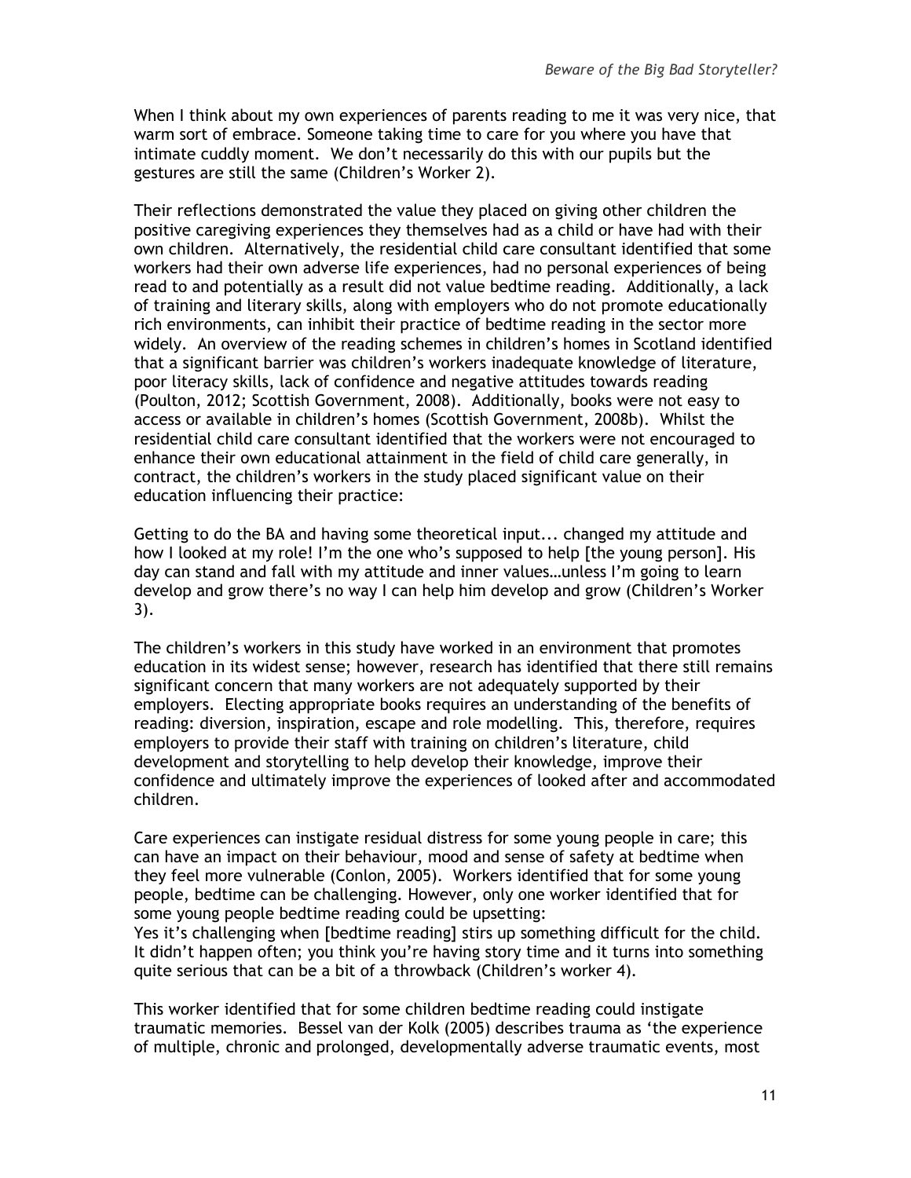When I think about my own experiences of parents reading to me it was very nice, that warm sort of embrace. Someone taking time to care for you where you have that intimate cuddly moment. We don't necessarily do this with our pupils but the gestures are still the same (Children's Worker 2).

Their reflections demonstrated the value they placed on giving other children the positive caregiving experiences they themselves had as a child or have had with their own children. Alternatively, the residential child care consultant identified that some workers had their own adverse life experiences, had no personal experiences of being read to and potentially as a result did not value bedtime reading. Additionally, a lack of training and literary skills, along with employers who do not promote educationally rich environments, can inhibit their practice of bedtime reading in the sector more widely. An overview of the reading schemes in children's homes in Scotland identified that a significant barrier was children's workers inadequate knowledge of literature, poor literacy skills, lack of confidence and negative attitudes towards reading (Poulton, 2012; Scottish Government, 2008). Additionally, books were not easy to access or available in children's homes (Scottish Government, 2008b). Whilst the residential child care consultant identified that the workers were not encouraged to enhance their own educational attainment in the field of child care generally, in contract, the children's workers in the study placed significant value on their education influencing their practice:

Getting to do the BA and having some theoretical input... changed my attitude and how I looked at my role! I'm the one who's supposed to help [the young person]. His day can stand and fall with my attitude and inner values…unless I'm going to learn develop and grow there's no way I can help him develop and grow (Children's Worker 3).

The children's workers in this study have worked in an environment that promotes education in its widest sense; however, research has identified that there still remains significant concern that many workers are not adequately supported by their employers. Electing appropriate books requires an understanding of the benefits of reading: diversion, inspiration, escape and role modelling. This, therefore, requires employers to provide their staff with training on children's literature, child development and storytelling to help develop their knowledge, improve their confidence and ultimately improve the experiences of looked after and accommodated children.

Care experiences can instigate residual distress for some young people in care; this can have an impact on their behaviour, mood and sense of safety at bedtime when they feel more vulnerable (Conlon, 2005). Workers identified that for some young people, bedtime can be challenging. However, only one worker identified that for some young people bedtime reading could be upsetting:

Yes it's challenging when [bedtime reading] stirs up something difficult for the child. It didn't happen often; you think you're having story time and it turns into something quite serious that can be a bit of a throwback (Children's worker 4).

This worker identified that for some children bedtime reading could instigate traumatic memories. Bessel van der Kolk (2005) describes trauma as 'the experience of multiple, chronic and prolonged, developmentally adverse traumatic events, most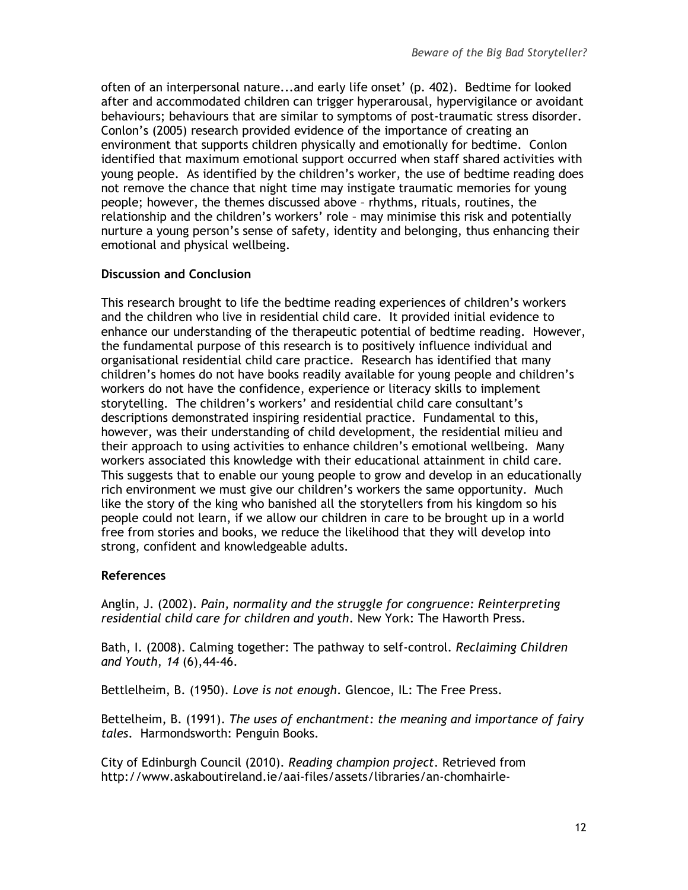often of an interpersonal nature...and early life onset' (p. 402). Bedtime for looked after and accommodated children can trigger hyperarousal, hypervigilance or avoidant behaviours; behaviours that are similar to symptoms of post-traumatic stress disorder. Conlon's (2005) research provided evidence of the importance of creating an environment that supports children physically and emotionally for bedtime. Conlon identified that maximum emotional support occurred when staff shared activities with young people. As identified by the children's worker, the use of bedtime reading does not remove the chance that night time may instigate traumatic memories for young people; however, the themes discussed above – rhythms, rituals, routines, the relationship and the children's workers' role – may minimise this risk and potentially nurture a young person's sense of safety, identity and belonging, thus enhancing their emotional and physical wellbeing.

## Discussion and Conclusion

This research brought to life the bedtime reading experiences of children's workers and the children who live in residential child care. It provided initial evidence to enhance our understanding of the therapeutic potential of bedtime reading. However, the fundamental purpose of this research is to positively influence individual and organisational residential child care practice. Research has identified that many children's homes do not have books readily available for young people and children's workers do not have the confidence, experience or literacy skills to implement storytelling. The children's workers' and residential child care consultant's descriptions demonstrated inspiring residential practice. Fundamental to this, however, was their understanding of child development, the residential milieu and their approach to using activities to enhance children's emotional wellbeing. Many workers associated this knowledge with their educational attainment in child care. This suggests that to enable our young people to grow and develop in an educationally rich environment we must give our children's workers the same opportunity. Much like the story of the king who banished all the storytellers from his kingdom so his people could not learn, if we allow our children in care to be brought up in a world free from stories and books, we reduce the likelihood that they will develop into strong, confident and knowledgeable adults.

## References

Anglin, J. (2002). *Pain, normality and the struggle for congruence: Reinterpreting residential child care for children and youth*. New York: The Haworth Press.

Bath, I. (2008). Calming together: The pathway to self-control. *Reclaiming Children and Youth, 14* (6),44-46.

Bettlelheim, B. (1950). *Love is not enough*. Glencoe, IL: The Free Press.

Bettelheim, B. (1991). *The uses of enchantment: the meaning and importance of fairy tales.* Harmondsworth: Penguin Books.

City of Edinburgh Council (2010). *Reading champion project*. Retrieved from http://www.askaboutireland.ie/aai-files/assets/libraries/an-chomhairle-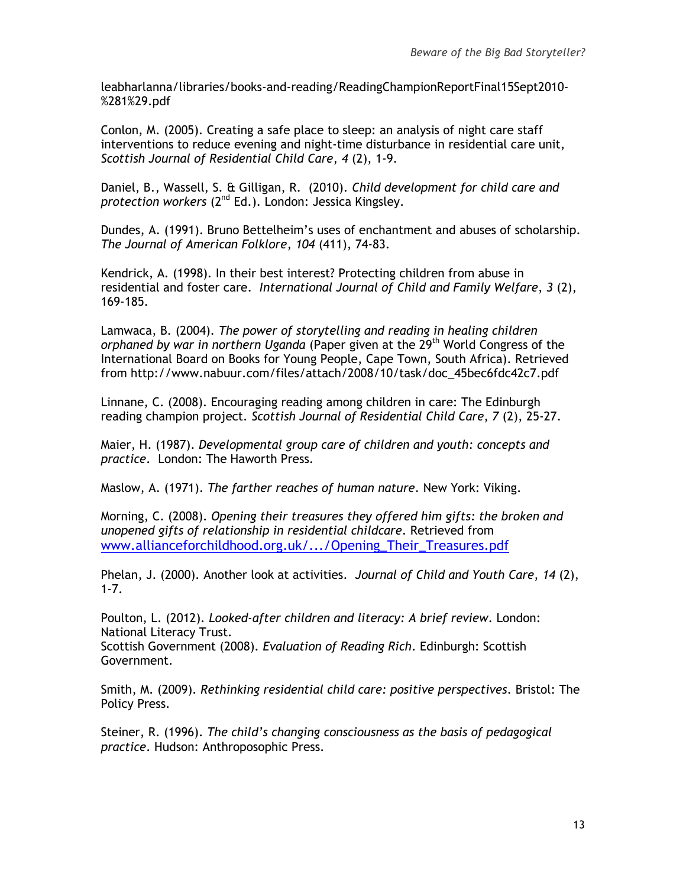leabharlanna/libraries/books-and-reading/ReadingChampionReportFinal15Sept2010-%281%29.pdf

Conlon, M. (2005). Creating a safe place to sleep: an analysis of night care staff interventions to reduce evening and night-time disturbance in residential care unit, *Scottish Journal of Residential Child Care*, *4* (2), 1-9.

Daniel, B., Wassell, S. & Gilligan, R. (2010). *Child development for child care and protection workers* (2nd Ed.). London: Jessica Kingsley.

Dundes, A. (1991). Bruno Bettelheim's uses of enchantment and abuses of scholarship. *The Journal of American Folklore, 104* (411), 74-83.

Kendrick, A. (1998). In their best interest? Protecting children from abuse in residential and foster care. *International Journal of Child and Family Welfare*, *3* (2), 169-185.

Lamwaca, B. (2004). *The power of storytelling and reading in healing children orphaned by war in northern Uganda* (Paper given at the 29th World Congress of the International Board on Books for Young People, Cape Town, South Africa). Retrieved from http://www.nabuur.com/files/attach/2008/10/task/doc_45bec6fdc42c7.pdf

Linnane, C. (2008). Encouraging reading among children in care: The Edinburgh reading champion project. *Scottish Journal of Residential Child Care, 7* (2), 25-27.

Maier, H. (1987). *Developmental group care of children and youth: concepts and practice*. London: The Haworth Press.

Maslow, A. (1971). *The farther reaches of human nature*. New York: Viking.

Morning, C. (2008). *Opening their treasures they offered him gifts: the broken and unopened gifts of relationship in residential childcare*. Retrieved from www.allianceforchildhood.org.uk/.../Opening_Their_Treasures.pdf

Phelan, J. (2000). Another look at activities. *Journal of Child and Youth Care*, *14* (2), 1-7.

Poulton, L. (2012). *Looked-after children and literacy: A brief review*. London: National Literacy Trust.
Scottish Government (2008). *Evaluation of Reading Rich*. Edinburgh: Scottish Government.

Smith, M. (2009). *Rethinking residential child care: positive perspectives*. Bristol: The Policy Press.

Steiner, R. (1996). *The child's changing consciousness as the basis of pedagogical practice*. Hudson: Anthroposophic Press.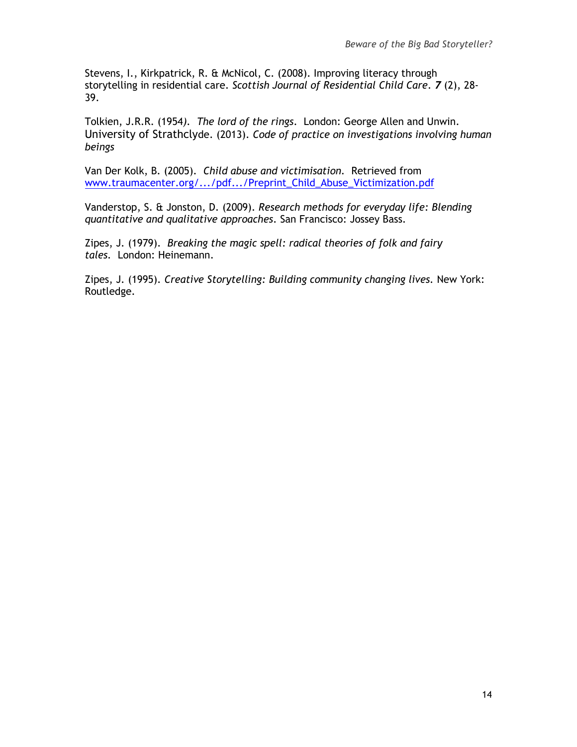Stevens, I., Kirkpatrick, R. & McNicol, C. (2008). Improving literacy through storytelling in residential care. *Scottish Journal of Residential Child Care*. ***7*** (2), 28-39.

Tolkien, J.R.R. (1954). *The lord of the rings*. London: George Allen and Unwin.
University of Strathclyde. (2013). *Code of practice on investigations involving human beings*

Van Der Kolk, B. (2005). *Child abuse and victimisation*. Retrieved from www.traumacenter.org/.../pdf.../Preprint_Child_Abuse_Victimization.pdf

Vanderstop, S. & Jonston, D. (2009). *Research methods for everyday life: Blending quantitative and qualitative approaches*. San Francisco: Jossey Bass.

Zipes, J. (1979). *Breaking the magic spell: radical theories of folk and fairy tales*. London: Heinemann.

Zipes, J. (1995). *Creative Storytelling: Building community changing lives.* New York: Routledge.